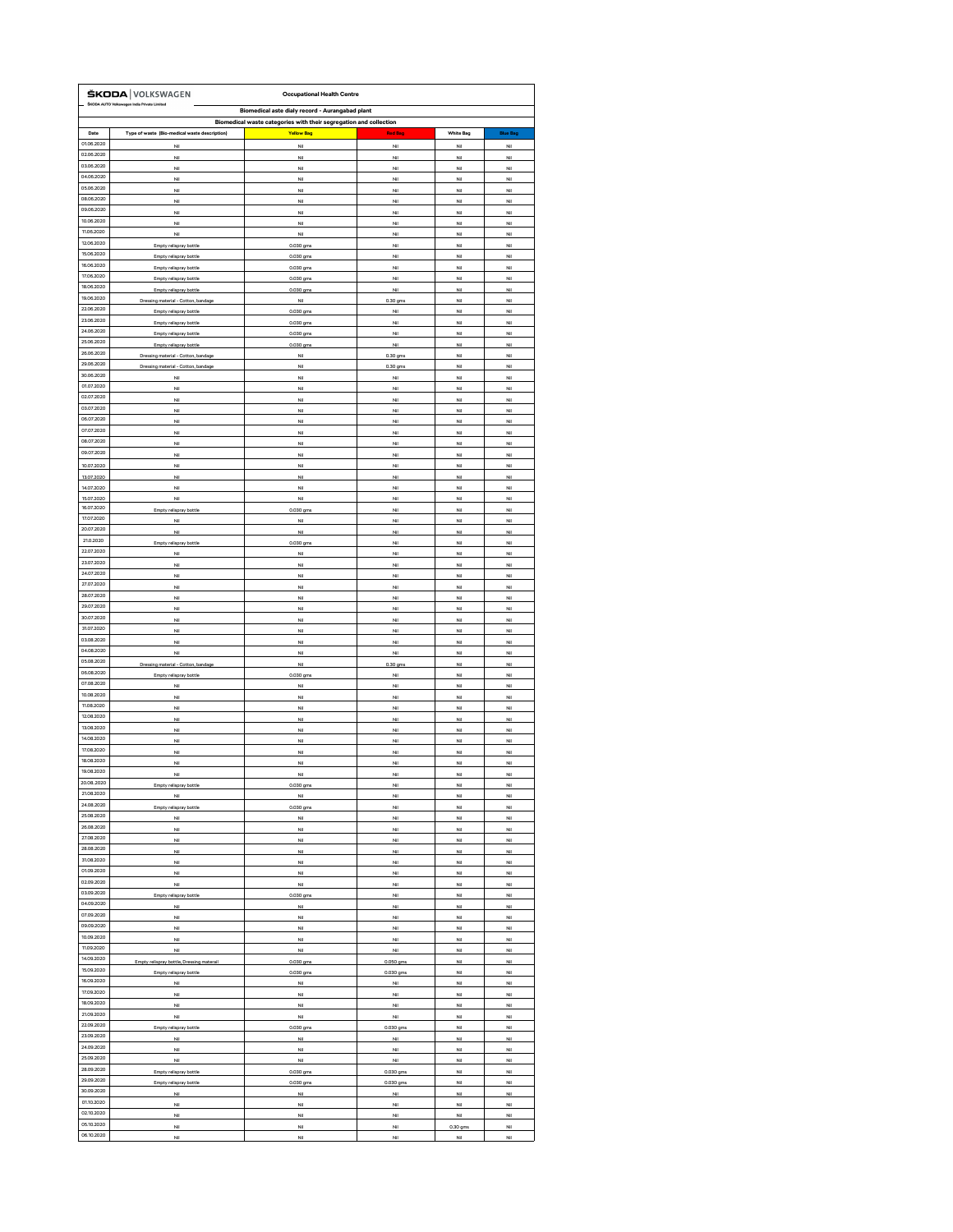ŠKODA | VOLKSWAGEN

ŠKODA AUTO Volkswagen India Private Limited

**Occupational Health Centre**

**Biomedical aste dialy record - Aurangabad plant**

**Biomedical waste categories with their segregation and collection**

| Date | Type of waste (Bio-medical waste description) | Yellow Bag | Red Bag | White Bag | Blue Bag |
|---|---|---|---|---|---|
| 01.06.2020 | Nil | Nil | Nil | Nil | Nil |
| 02.06.2020 | Nil | Nil | Nil | Nil | Nil |
| 03.06.2020 | Nil | Nil | Nil | Nil | Nil |
| 04.06.2020 | Nil | Nil | Nil | Nil | Nil |
| 05.06.2020 | Nil | Nil | Nil | Nil | Nil |
| 08.06.2020 | Nil | Nil | Nil | Nil | Nil |
| 09.06.2020 | Nil | Nil | Nil | Nil | Nil |
| 10.06.2020 | Nil | Nil | Nil | Nil | Nil |
| 11.06.2020 | Nil | Nil | Nil | Nil | Nil |
| 12.06.2020 | Empty relispray bottle | 0.030 gms | Nil | Nil | Nil |
| 15.06.2020 | Empty relispray bottle | 0.030 gms | Nil | Nil | Nil |
| 16.06.2020 | Empty relispray bottle | 0.030 gms | Nil | Nil | Nil |
| 17.06.2020 | Empty relispray bottle | 0.030 gms | Nil | Nil | Nil |
| 18.06.2020 | Empty relispray bottle | 0.030 gms | Nil | Nil | Nil |
| 19.06.2020 | Dressing material - Cotton, bandage | Nil | 0.30 gms | Nil | Nil |
| 22.06.2020 | Empty relispray bottle | 0.030 gms | Nil | Nil | Nil |
| 23.06.2020 | Empty relispray bottle | 0.030 gms | Nil | Nil | Nil |
| 24.06.2020 | Empty relispray bottle | 0.030 gms | Nil | Nil | Nil |
| 25.06.2020 | Empty relispray bottle | 0.030 gms | Nil | Nil | Nil |
| 26.06.2020 | Dressing material - Cotton, bandage | Nil | 0.30 gms | Nil | Nil |
| 29.06.2020 | Dressing material - Cotton, bandage | Nil | 0.30 gms | Nil | Nil |
| 30.06.2020 | Nil | Nil | Nil | Nil | Nil |
| 01.07.2020 | Nil | Nil | Nil | Nil | Nil |
| 02.07.2020 | Nil | Nil | Nil | Nil | Nil |
| 03.07.2020 | Nil | Nil | Nil | Nil | Nil |
| 06.07.2020 | Nil | Nil | Nil | Nil | Nil |
| 07.07.2020 | Nil | Nil | Nil | Nil | Nil |
| 08.07.2020 | Nil | Nil | Nil | Nil | Nil |
| 09.07.2020 | Nil | Nil | Nil | Nil | Nil |
| 10.07.2020 | Nil | Nil | Nil | Nil | Nil |
| 13.07.2020 | Nil | Nil | Nil | Nil | Nil |
| 14.07.2020 | Nil | Nil | Nil | Nil | Nil |
| 15.07.2020 | Nil | Nil | Nil | Nil | Nil |
| 16.07.2020 | Empty relispray bottle | 0.030 gms | Nil | Nil | Nil |
| 17.07.2020 | Nil | Nil | Nil | Nil | Nil |
| 20.07.2020 | Nil | Nil | Nil | Nil | Nil |
| 21.0.2020 | Empty relispray bottle | 0.030 gms | Nil | Nil | Nil |
| 22.07.2020 | Nil | Nil | Nil | Nil | Nil |
| 23.07.2020 | Nil | Nil | Nil | Nil | Nil |
| 24.07.2020 | Nil | Nil | Nil | Nil | Nil |
| 27.07.2020 | Nil | Nil | Nil | Nil | Nil |
| 28.07.2020 | Nil | Nil | Nil | Nil | Nil |
| 29.07.2020 | Nil | Nil | Nil | Nil | Nil |
| 30.07.2020 | Nil | Nil | Nil | Nil | Nil |
| 31.07.2020 | Nil | Nil | Nil | Nil | Nil |
| 03.08.2020 | Nil | Nil | Nil | Nil | Nil |
| 04.08.2020 | Nil | Nil | Nil | Nil | Nil |
| 05.08.2020 | Dressing material - Cotton, bandage | Nil | 0.30 gms | Nil | Nil |
| 06.08.2020 | Empty relispray bottle | 0.030 gms | Nil | Nil | Nil |
| 07.08.2020 | Nil | Nil | Nil | Nil | Nil |
| 10.08.2020 | Nil | Nil | Nil | Nil | Nil |
| 11.08.2020 | Nil | Nil | Nil | Nil | Nil |
| 12.08.2020 | Nil | Nil | Nil | Nil | Nil |
| 13.08.2020 | Nil | Nil | Nil | Nil | Nil |
| 14.08.2020 | Nil | Nil | Nil | Nil | Nil |
| 17.08.2020 | Nil | Nil | Nil | Nil | Nil |
| 18.08.2020 | Nil | Nil | Nil | Nil | Nil |
| 19.08.2020 | Nil | Nil | Nil | Nil | Nil |
| 20.08.2020 | Empty relispray bottle | 0.030 gms | Nil | Nil | Nil |
| 21.08.2020 | Nil | Nil | Nil | Nil | Nil |
| 24.08.2020 | Empty relispray bottle | 0.030 gms | Nil | Nil | Nil |
| 25.08.2020 | Nil | Nil | Nil | Nil | Nil |
| 26.08.2020 | Nil | Nil | Nil | Nil | Nil |
| 27.08.2020 | Nil | Nil | Nil | Nil | Nil |
| 28.08.2020 | Nil | Nil | Nil | Nil | Nil |
| 31.08.2020 | Nil | Nil | Nil | Nil | Nil |
| 01.09.2020 | Nil | Nil | Nil | Nil | Nil |
| 02.09.2020 | Nil | Nil | Nil | Nil | Nil |
| 03.09.2020 | Empty relispray bottle | 0.030 gms | Nil | Nil | Nil |
| 04.09.2020 | Nil | Nil | Nil | Nil | Nil |
| 07.09.2020 | Nil | Nil | Nil | Nil | Nil |
| 09.09.2020 | Nil | Nil | Nil | Nil | Nil |
| 10.09.2020 | Nil | Nil | Nil | Nil | Nil |
| 11.09.2020 | Nil | Nil | Nil | Nil | Nil |
| 14.09.2020 | Empty relispray bottle, Dressing material | 0.030 gms | 0.050 gms | Nil | Nil |
| 15.09.2020 | Empty relispray bottle | 0.030 gms | 0.030 gms | Nil | Nil |
| 16.09.2020 | Nil | Nil | Nil | Nil | Nil |
| 17.09.2020 | Nil | Nil | Nil | Nil | Nil |
| 18.09.2020 | Nil | Nil | Nil | Nil | Nil |
| 21.09.2020 | Nil | Nil | Nil | Nil | Nil |
| 22.09.2020 | Empty relispray bottle | 0.030 gms | 0.030 gms | Nil | Nil |
| 23.09.2020 | Nil | Nil | Nil | Nil | Nil |
| 24.09.2020 | Nil | Nil | Nil | Nil | Nil |
| 25.09.2020 | Nil | Nil | Nil | Nil | Nil |
| 28.09.2020 | Empty relispray bottle | 0.030 gms | 0.030 gms | Nil | Nil |
| 29.09.2020 | Empty relispray bottle | 0.030 gms | 0.030 gms | Nil | Nil |
| 30.09.2020 | Nil | Nil | Nil | Nil | Nil |
| 01.10.2020 | Nil | Nil | Nil | Nil | Nil |
| 02.10.2020 | Nil | Nil | Nil | Nil | Nil |
| 05.10.2020 | Nil | Nil | Nil | 0.30 gms | Nil |
| 06.10.2020 | Nil | Nil | Nil | Nil | Nil |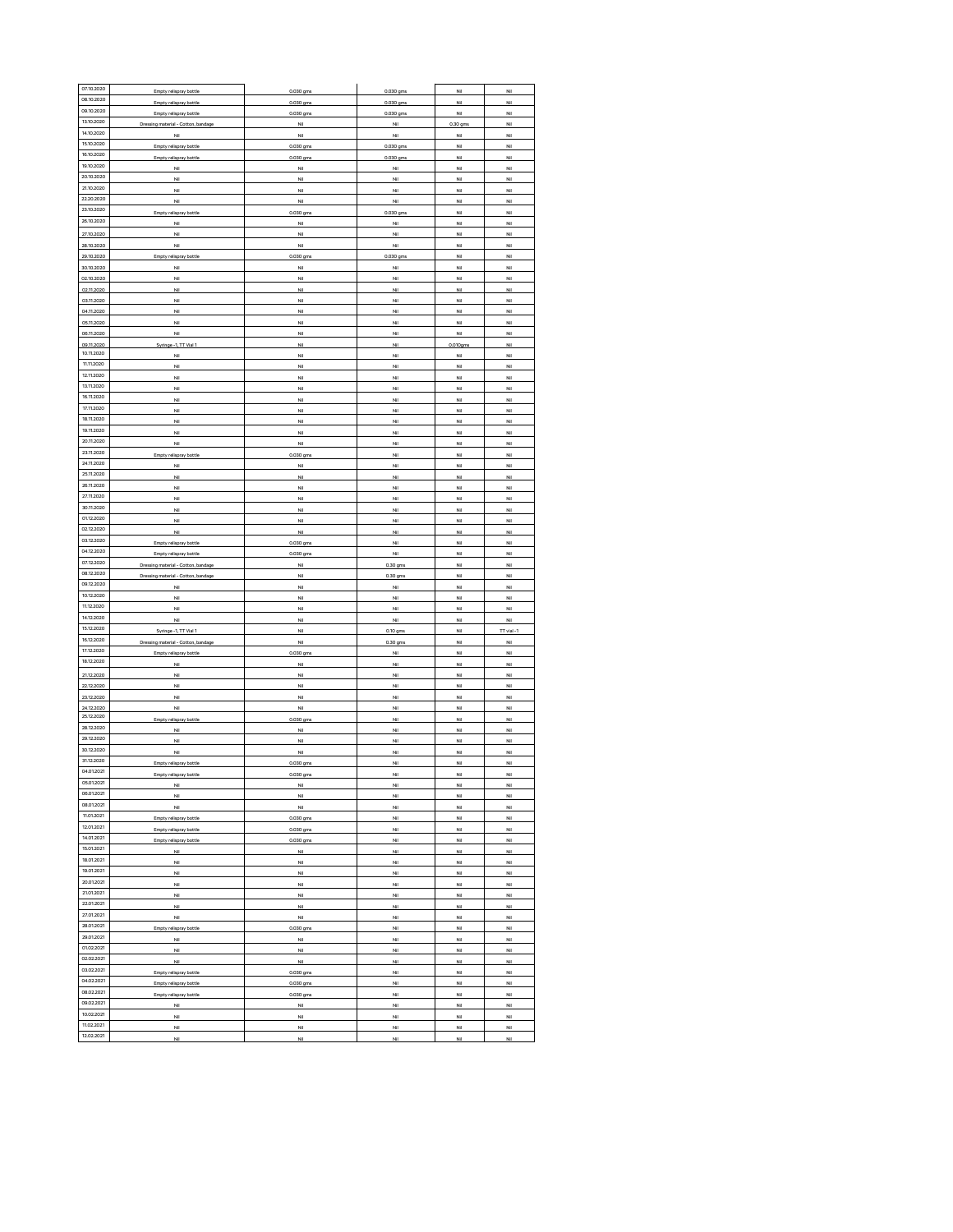| | | | | | |
|---|---|---|---|---|---|
| 07.10.2020 | Empty relispray bottle | 0.030 gms | 0.030 gms | Nil | Nil |
| 08.10.2020 | Empty relispray bottle | 0.030 gms | 0.030 gms | Nil | Nil |
| 09.10.2020 | Empty relispray bottle | 0.030 gms | 0.030 gms | Nil | Nil |
| 13.10.2020 | Dressing material - Cotton, bandage | Nil | Nil | 0.30 gms | Nil |
| 14.10.2020 | Nil | Nil | Nil | Nil | Nil |
| 15.10.2020 | Empty relispray bottle | 0.030 gms | 0.030 gms | Nil | Nil |
| 16.10.2020 | Empty relispray bottle | 0.030 gms | 0.030 gms | Nil | Nil |
| 19.10.2020 | Nil | Nil | Nil | Nil | Nil |
| 20.10.2020 | Nil | Nil | Nil | Nil | Nil |
| 21.10.2020 | Nil | Nil | Nil | Nil | Nil |
| 22.20.2020 | Nil | Nil | Nil | Nil | Nil |
| 23.10.2020 | Empty relispray bottle | 0.030 gms | 0.030 gms | Nil | Nil |
| 26.10.2020 | Nil | Nil | Nil | Nil | Nil |
| 27.10.2020 | Nil | Nil | Nil | Nil | Nil |
| 28.10.2020 | Nil | Nil | Nil | Nil | Nil |
| 29.10.2020 | Empty relispray bottle | 0.030 gms | 0.030 gms | Nil | Nil |
| 30.10.2020 | Nil | Nil | Nil | Nil | Nil |
| 02.10.2020 | Nil | Nil | Nil | Nil | Nil |
| 02.11.2020 | Nil | Nil | Nil | Nil | Nil |
| 03.11.2020 | Nil | Nil | Nil | Nil | Nil |
| 04.11.2020 | Nil | Nil | Nil | Nil | Nil |
| 05.11.2020 | Nil | Nil | Nil | Nil | Nil |
| 06.11.2020 | Nil | Nil | Nil | Nil | Nil |
| 09.11.2020 | Syringe -1, TT Vial 1 | Nil | Nil | 0.010gms | Nil |
| 10.11.2020 | Nil | Nil | Nil | Nil | Nil |
| 11.11.2020 | Nil | Nil | Nil | Nil | Nil |
| 12.11.2020 | Nil | Nil | Nil | Nil | Nil |
| 13.11.2020 | Nil | Nil | Nil | Nil | Nil |
| 16.11.2020 | Nil | Nil | Nil | Nil | Nil |
| 17.11.2020 | Nil | Nil | Nil | Nil | Nil |
| 18.11.2020 | Nil | Nil | Nil | Nil | Nil |
| 19.11.2020 | Nil | Nil | Nil | Nil | Nil |
| 20.11.2020 | Nil | Nil | Nil | Nil | Nil |
| 23.11.2020 | Empty relispray bottle | 0.030 gms | Nil | Nil | Nil |
| 24.11.2020 | Nil | Nil | Nil | Nil | Nil |
| 25.11.2020 | Nil | Nil | Nil | Nil | Nil |
| 26.11.2020 | Nil | Nil | Nil | Nil | Nil |
| 27.11.2020 | Nil | Nil | Nil | Nil | Nil |
| 30.11.2020 | Nil | Nil | Nil | Nil | Nil |
| 01.12.2020 | Nil | Nil | Nil | Nil | Nil |
| 02.12.2020 | Nil | Nil | Nil | Nil | Nil |
| 03.12.2020 | Empty relispray bottle | 0.030 gms | Nil | Nil | Nil |
| 04.12.2020 | Empty relispray bottle | 0.030 gms | Nil | Nil | Nil |
| 07.12.2020 | Dressing material - Cotton, bandage | Nil | 0.30 gms | Nil | Nil |
| 08.12.2020 | Dressing material - Cotton, bandage | Nil | 0.30 gms | Nil | Nil |
| 09.12.2020 | Nil | Nil | Nil | Nil | Nil |
| 10.12.2020 | Nil | Nil | Nil | Nil | Nil |
| 11.12.2020 | Nil | Nil | Nil | Nil | Nil |
| 14.12.2020 | Nil | Nil | Nil | Nil | Nil |
| 15.12.2020 | Syringe -1, TT Vial 1 | Nil | 0.10 gms | Nil | TT vial -1 |
| 16.12.2020 | Dressing material - Cotton, bandage | Nil | 0.30 gms | Nil | Nil |
| 17.12.2020 | Empty relispray bottle | 0.030 gms | Nil | Nil | Nil |
| 18.12.2020 | Nil | Nil | Nil | Nil | Nil |
| 21.12.2020 | Nil | Nil | Nil | Nil | Nil |
| 22.12.2020 | Nil | Nil | Nil | Nil | Nil |
| 23.12.2020 | Nil | Nil | Nil | Nil | Nil |
| 24.12.2020 | Nil | Nil | Nil | Nil | Nil |
| 25.12.2020 | Empty relispray bottle | 0.030 gms | Nil | Nil | Nil |
| 28.12.2020 | Nil | Nil | Nil | Nil | Nil |
| 29.12.2020 | Nil | Nil | Nil | Nil | Nil |
| 30.12.2020 | Nil | Nil | Nil | Nil | Nil |
| 31.12.2020 | Empty relispray bottle | 0.030 gms | Nil | Nil | Nil |
| 04.01.2021 | Empty relispray bottle | 0.030 gms | Nil | Nil | Nil |
| 05.01.2021 | Nil | Nil | Nil | Nil | Nil |
| 06.01.2021 | Nil | Nil | Nil | Nil | Nil |
| 08.01.2021 | Nil | Nil | Nil | Nil | Nil |
| 11.01.2021 | Empty relispray bottle | 0.030 gms | Nil | Nil | Nil |
| 12.01.2021 | Empty relispray bottle | 0.030 gms | Nil | Nil | Nil |
| 14.01.2021 | Empty relispray bottle | 0.030 gms | Nil | Nil | Nil |
| 15.01.2021 | Nil | Nil | Nil | Nil | Nil |
| 18.01.2021 | Nil | Nil | Nil | Nil | Nil |
| 19.01.2021 | Nil | Nil | Nil | Nil | Nil |
| 20.01.2021 | Nil | Nil | Nil | Nil | Nil |
| 21.01.2021 | Nil | Nil | Nil | Nil | Nil |
| 22.01.2021 | Nil | Nil | Nil | Nil | Nil |
| 27.01.2021 | Nil | Nil | Nil | Nil | Nil |
| 28.01.2021 | Empty relispray bottle | 0.030 gms | Nil | Nil | Nil |
| 29.01.2021 | Nil | Nil | Nil | Nil | Nil |
| 01.02.2021 | Nil | Nil | Nil | Nil | Nil |
| 02.02.2021 | Nil | Nil | Nil | Nil | Nil |
| 03.02.2021 | Empty relispray bottle | 0.030 gms | Nil | Nil | Nil |
| 04.02.2021 | Empty relispray bottle | 0.030 gms | Nil | Nil | Nil |
| 08.02.2021 | Empty relispray bottle | 0.030 gms | Nil | Nil | Nil |
| 09.02.2021 | Nil | Nil | Nil | Nil | Nil |
| 10.02.2021 | Nil | Nil | Nil | Nil | Nil |
| 11.02.2021 | Nil | Nil | Nil | Nil | Nil |
| 12.02.2021 | Nil | Nil | Nil | Nil | Nil |